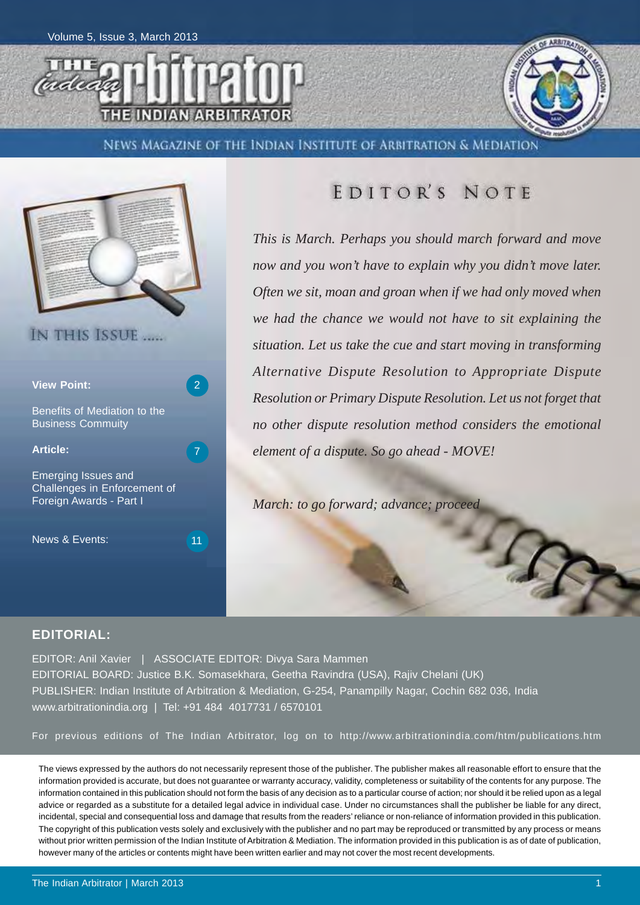Volume 5, Issue 3, March 2013

# THE INDIAN ARBITRATOR

NEWS MAGAZINE OF THE INDIAN INSTITUTE OF ARBITRATION & MEDIATION

## IN THIS ISSUE .....

**View Point:** 2

Benefits of Mediation to the Business Commuity

**Article:** 7

Emerging Issues and Challenges in Enforcement of Foreign Awards - Part I

News & Events: 11

## EDITOR'S NOTE

*This is March. Perhaps you should march forward and move now and you won't have to explain why you didn't move later. Often we sit, moan and groan when if we had only moved when we had the chance we would not have to sit explaining the situation. Let us take the cue and start moving in transforming Alternative Dispute Resolution to Appropriate Dispute Resolution or Primary Dispute Resolution. Let us not forget that no other dispute resolution method considers the emotional element of a dispute. So go ahead - MOVE!*

*March: to go forward; advance; proceed*

## EDITORIAL:

EDITOR: Anil Xavier | ASSOCIATE EDITOR: Divya Sara Mammen

EDITORIAL BOARD: Justice B.K. Somasekhara, Geetha Ravindra (USA), Rajiv Chelani (UK)

PUBLISHER: Indian Institute of Arbitration & Mediation, G-254, Panampilly Nagar, Cochin 682 036, India

www.arbitrationindia.org | Tel: +91 484 4017731 / 6570101

For previous editions of The Indian Arbitrator, log on to http://www.arbitrationindia.com/htm/publications.htm

The views expressed by the authors do not necessarily represent those of the publisher. The publisher makes all reasonable effort to ensure that the information provided is accurate, but does not guarantee or warranty accuracy, validity, completeness or suitability of the contents for any purpose. The information contained in this publication should not form the basis of any decision as to a particular course of action; nor should it be relied upon as a legal advice or regarded as a substitute for a detailed legal advice in individual case. Under no circumstances shall the publisher be liable for any direct, incidental, special and consequential loss and damage that results from the readers' reliance or non-reliance of information provided in this publication. The copyright of this publication vests solely and exclusively with the publisher and no part may be reproduced or transmitted by any process or means without prior written permission of the Indian Institute of Arbitration & Mediation. The information provided in this publication is as of date of publication, however many of the articles or contents might have been written earlier and may not cover the most recent developments.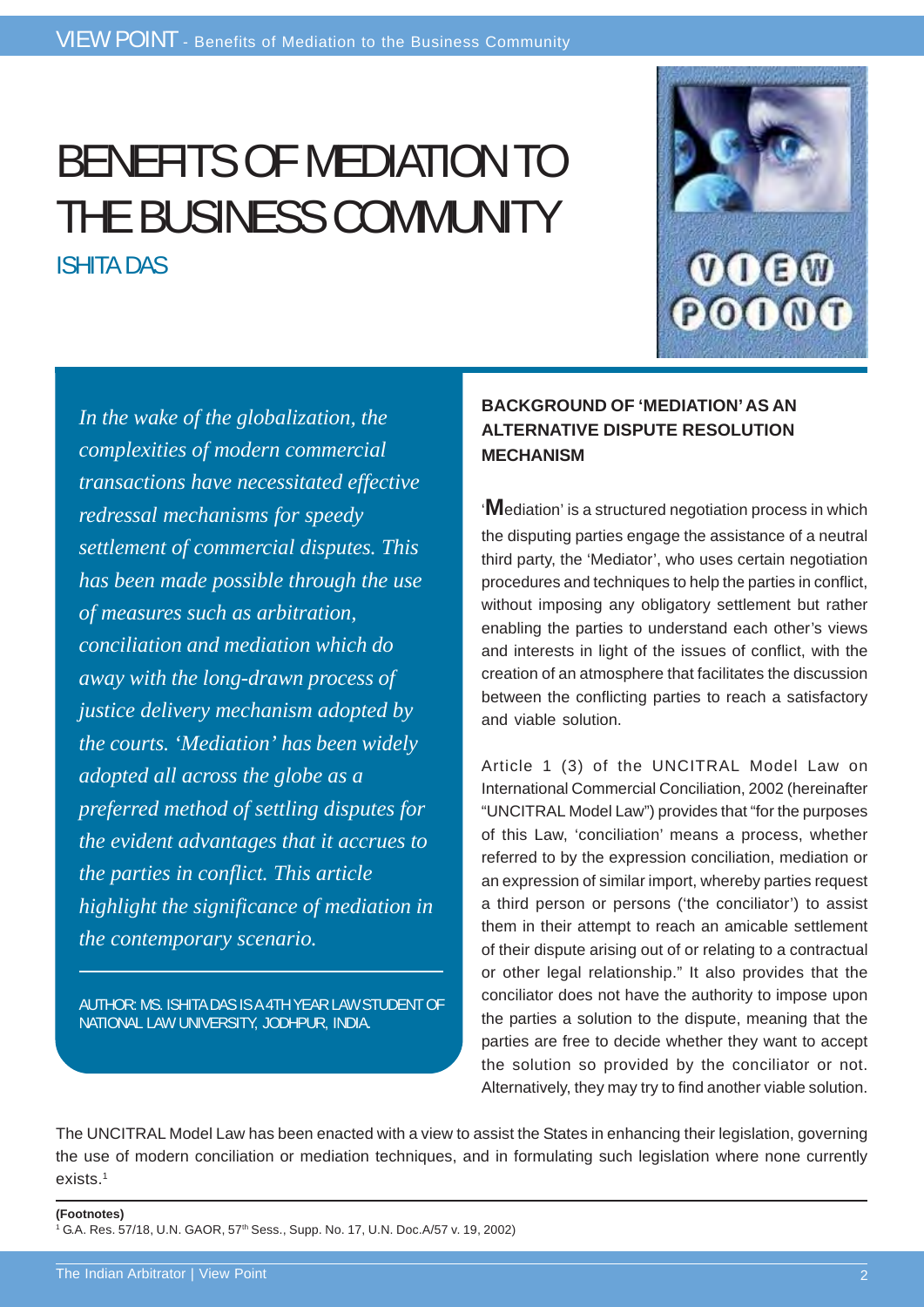# BENEFITS OF MEDIATION TO THE BUSINESS COMMUNITY

ISHITA DAS

*In the wake of the globalization, the complexities of modern commercial transactions have necessitated effective redressal mechanisms for speedy settlement of commercial disputes. This has been made possible through the use of measures such as arbitration, conciliation and mediation which do away with the long-drawn process of justice delivery mechanism adopted by the courts. 'Mediation' has been widely adopted all across the globe as a preferred method of settling disputes for the evident advantages that it accrues to the parties in conflict. This article highlight the significance of mediation in the contemporary scenario.*

AUTHOR: MS. ISHITA DAS IS A 4TH YEAR LAW STUDENT OF NATIONAL LAW UNIVERSITY, JODHPUR, INDIA.

### BACKGROUND OF 'MEDIATION' AS AN ALTERNATIVE DISPUTE RESOLUTION MECHANISM

'Mediation' is a structured negotiation process in which the disputing parties engage the assistance of a neutral third party, the 'Mediator', who uses certain negotiation procedures and techniques to help the parties in conflict, without imposing any obligatory settlement but rather enabling the parties to understand each other's views and interests in light of the issues of conflict, with the creation of an atmosphere that facilitates the discussion between the conflicting parties to reach a satisfactory and viable solution.

Article 1 (3) of the UNCITRAL Model Law on International Commercial Conciliation, 2002 (hereinafter "UNCITRAL Model Law") provides that "for the purposes of this Law, 'conciliation' means a process, whether referred to by the expression conciliation, mediation or an expression of similar import, whereby parties request a third person or persons ('the conciliator') to assist them in their attempt to reach an amicable settlement of their dispute arising out of or relating to a contractual or other legal relationship." It also provides that the conciliator does not have the authority to impose upon the parties a solution to the dispute, meaning that the parties are free to decide whether they want to accept the solution so provided by the conciliator or not. Alternatively, they may try to find another viable solution.

The UNCITRAL Model Law has been enacted with a view to assist the States in enhancing their legislation, governing the use of modern conciliation or mediation techniques, and in formulating such legislation where none currently exists.[1]

**(Footnotes)**

[1] G.A. Res. 57/18, U.N. GAOR, 57th Sess., Supp. No. 17, U.N. Doc.A/57 v. 19, 2002)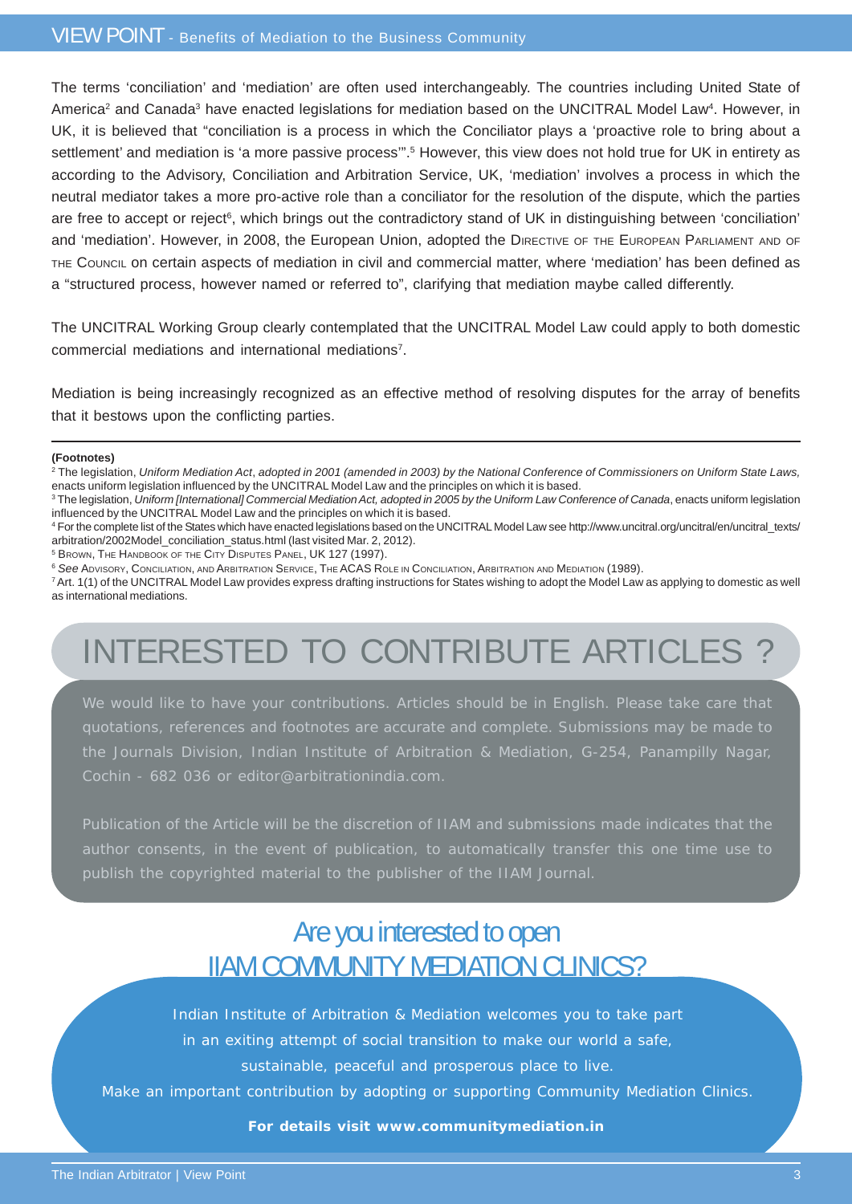The terms 'conciliation' and 'mediation' are often used interchangeably. The countries including United State of America[2] and Canada[3] have enacted legislations for mediation based on the UNCITRAL Model Law[4]. However, in UK, it is believed that "conciliation is a process in which the Conciliator plays a 'proactive role to bring about a settlement' and mediation is 'a more passive process'".[5] However, this view does not hold true for UK in entirety as according to the Advisory, Conciliation and Arbitration Service, UK, 'mediation' involves a process in which the neutral mediator takes a more pro-active role than a conciliator for the resolution of the dispute, which the parties are free to accept or reject[6], which brings out the contradictory stand of UK in distinguishing between 'conciliation' and 'mediation'. However, in 2008, the European Union, adopted the DIRECTIVE OF THE EUROPEAN PARLIAMENT AND OF THE COUNCIL on certain aspects of mediation in civil and commercial matter, where 'mediation' has been defined as a "structured process, however named or referred to", clarifying that mediation maybe called differently.

The UNCITRAL Working Group clearly contemplated that the UNCITRAL Model Law could apply to both domestic commercial mediations and international mediations[7].

Mediation is being increasingly recognized as an effective method of resolving disputes for the array of benefits that it bestows upon the conflicting parties.

---

**(Footnotes)**

[2] The legislation, *Uniform Mediation Act*, *adopted in 2001 (amended in 2003) by the National Conference of Commissioners on Uniform State Laws,* enacts uniform legislation influenced by the UNCITRAL Model Law and the principles on which it is based.

[3] The legislation, *Uniform [International] Commercial Mediation Act, adopted in 2005 by the Uniform Law Conference of Canada*, enacts uniform legislation influenced by the UNCITRAL Model Law and the principles on which it is based.

[4] For the complete list of the States which have enacted legislations based on the UNCITRAL Model Law see http://www.uncitral.org/uncitral/en/uncitral_texts/arbitration/2002Model_conciliation_status.html (last visited Mar. 2, 2012).

[5] BROWN, THE HANDBOOK OF THE CITY DISPUTES PANEL, UK 127 (1997).

[6] *See* ADVISORY, CONCILIATION, AND ARBITRATION SERVICE, THE ACAS ROLE IN CONCILIATION, ARBITRATION AND MEDIATION (1989).

[7] Art. 1(1) of the UNCITRAL Model Law provides express drafting instructions for States wishing to adopt the Model Law as applying to domestic as well as international mediations.

# INTERESTED TO CONTRIBUTE ARTICLES ?

We would like to have your contributions. Articles should be in English. Please take care that quotations, references and footnotes are accurate and complete. Submissions may be made to the Journals Division, Indian Institute of Arbitration & Mediation, G-254, Panampilly Nagar, Cochin - 682 036 or editor@arbitrationindia.com.

Publication of the Article will be the discretion of IIAM and submissions made indicates that the author consents, in the event of publication, to automatically transfer this one time use to publish the copyrighted material to the publisher of the IIAM Journal.

## Are you interested to open IIAM COMMUNITY MEDIATION CLINICS?

Indian Institute of Arbitration & Mediation welcomes you to take part in an exiting attempt of social transition to make our world a safe, sustainable, peaceful and prosperous place to live.

Make an important contribution by adopting or supporting Community Mediation Clinics.

**For details visit www.communitymediation.in**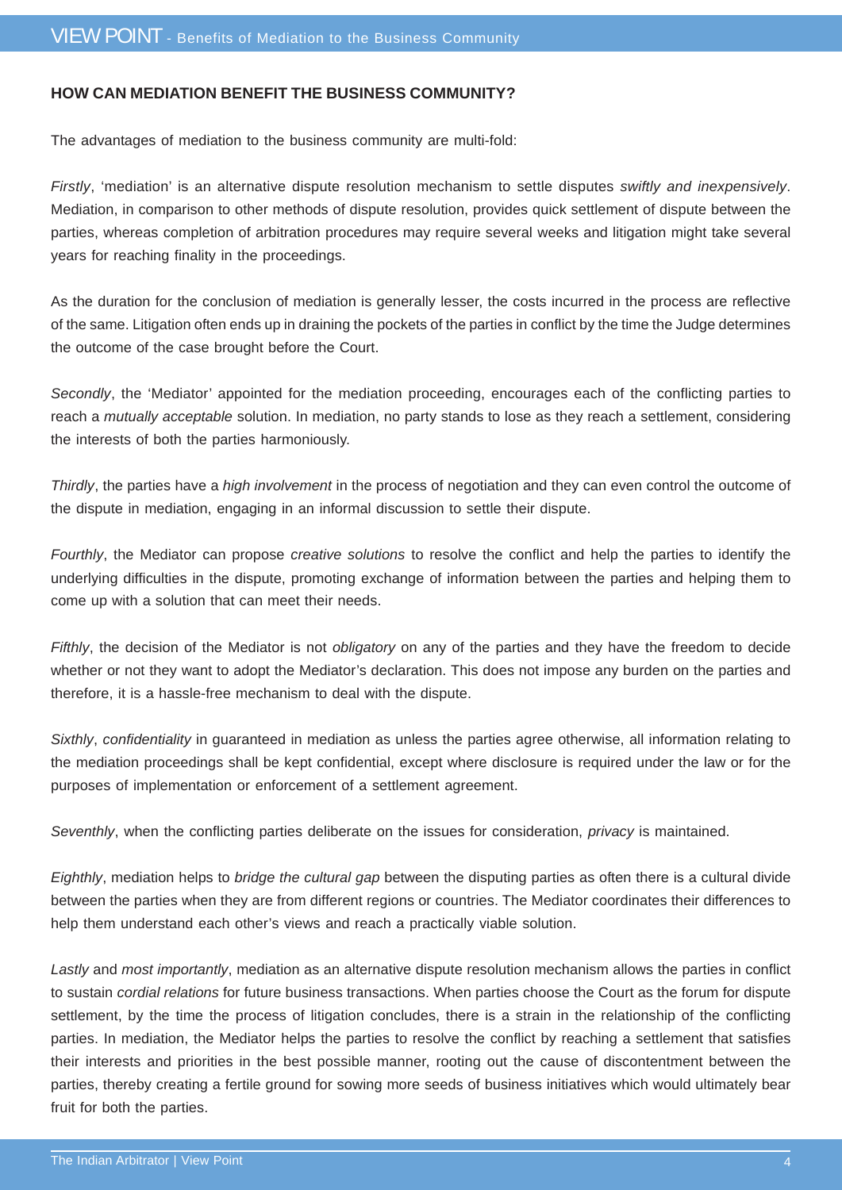**HOW CAN MEDIATION BENEFIT THE BUSINESS COMMUNITY?**

The advantages of mediation to the business community are multi-fold:

*Firstly*, 'mediation' is an alternative dispute resolution mechanism to settle disputes *swiftly and inexpensively*. Mediation, in comparison to other methods of dispute resolution, provides quick settlement of dispute between the parties, whereas completion of arbitration procedures may require several weeks and litigation might take several years for reaching finality in the proceedings.

As the duration for the conclusion of mediation is generally lesser, the costs incurred in the process are reflective of the same. Litigation often ends up in draining the pockets of the parties in conflict by the time the Judge determines the outcome of the case brought before the Court.

*Secondly*, the 'Mediator' appointed for the mediation proceeding, encourages each of the conflicting parties to reach a *mutually acceptable* solution. In mediation, no party stands to lose as they reach a settlement, considering the interests of both the parties harmoniously.

*Thirdly*, the parties have a *high involvement* in the process of negotiation and they can even control the outcome of the dispute in mediation, engaging in an informal discussion to settle their dispute.

*Fourthly*, the Mediator can propose *creative solutions* to resolve the conflict and help the parties to identify the underlying difficulties in the dispute, promoting exchange of information between the parties and helping them to come up with a solution that can meet their needs.

*Fifthly*, the decision of the Mediator is not *obligatory* on any of the parties and they have the freedom to decide whether or not they want to adopt the Mediator's declaration. This does not impose any burden on the parties and therefore, it is a hassle-free mechanism to deal with the dispute.

*Sixthly*, *confidentiality* in guaranteed in mediation as unless the parties agree otherwise, all information relating to the mediation proceedings shall be kept confidential, except where disclosure is required under the law or for the purposes of implementation or enforcement of a settlement agreement.

*Seventhly*, when the conflicting parties deliberate on the issues for consideration, *privacy* is maintained.

*Eighthly*, mediation helps to *bridge the cultural gap* between the disputing parties as often there is a cultural divide between the parties when they are from different regions or countries. The Mediator coordinates their differences to help them understand each other's views and reach a practically viable solution.

*Lastly* and *most importantly*, mediation as an alternative dispute resolution mechanism allows the parties in conflict to sustain *cordial relations* for future business transactions. When parties choose the Court as the forum for dispute settlement, by the time the process of litigation concludes, there is a strain in the relationship of the conflicting parties. In mediation, the Mediator helps the parties to resolve the conflict by reaching a settlement that satisfies their interests and priorities in the best possible manner, rooting out the cause of discontentment between the parties, thereby creating a fertile ground for sowing more seeds of business initiatives which would ultimately bear fruit for both the parties.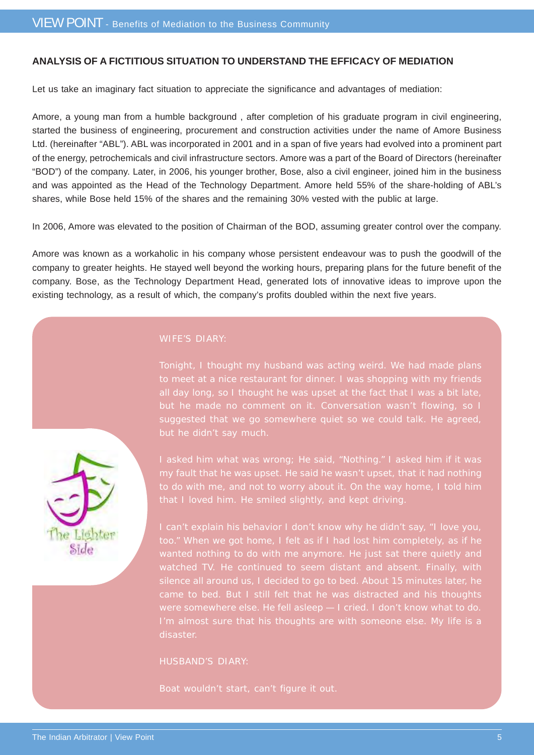## ANALYSIS OF A FICTITIOUS SITUATION TO UNDERSTAND THE EFFICACY OF MEDIATION

Let us take an imaginary fact situation to appreciate the significance and advantages of mediation:

Amore, a young man from a humble background , after completion of his graduate program in civil engineering, started the business of engineering, procurement and construction activities under the name of Amore Business Ltd. (hereinafter "ABL"). ABL was incorporated in 2001 and in a span of five years had evolved into a prominent part of the energy, petrochemicals and civil infrastructure sectors. Amore was a part of the Board of Directors (hereinafter "BOD") of the company. Later, in 2006, his younger brother, Bose, also a civil engineer, joined him in the business and was appointed as the Head of the Technology Department. Amore held 55% of the share-holding of ABL's shares, while Bose held 15% of the shares and the remaining 30% vested with the public at large.

In 2006, Amore was elevated to the position of Chairman of the BOD, assuming greater control over the company.

Amore was known as a workaholic in his company whose persistent endeavour was to push the goodwill of the company to greater heights. He stayed well beyond the working hours, preparing plans for the future benefit of the company. Bose, as the Technology Department Head, generated lots of innovative ideas to improve upon the existing technology, as a result of which, the company's profits doubled within the next five years.

The Lighter Side

WIFE'S DIARY:

Tonight, I thought my husband was acting weird. We had made plans to meet at a nice restaurant for dinner. I was shopping with my friends all day long, so I thought he was upset at the fact that I was a bit late, but he made no comment on it. Conversation wasn't flowing, so I suggested that we go somewhere quiet so we could talk. He agreed, but he didn't say much.

I asked him what was wrong; He said, "Nothing." I asked him if it was my fault that he was upset. He said he wasn't upset, that it had nothing to do with me, and not to worry about it. On the way home, I told him that I loved him. He smiled slightly, and kept driving.

I can't explain his behavior I don't know why he didn't say, "I love you, too." When we got home, I felt as if I had lost him completely, as if he wanted nothing to do with me anymore. He just sat there quietly and watched TV. He continued to seem distant and absent. Finally, with silence all around us, I decided to go to bed. About 15 minutes later, he came to bed. But I still felt that he was distracted and his thoughts were somewhere else. He fell asleep — I cried. I don't know what to do. I'm almost sure that his thoughts are with someone else. My life is a disaster.

HUSBAND'S DIARY:

Boat wouldn't start, can't figure it out.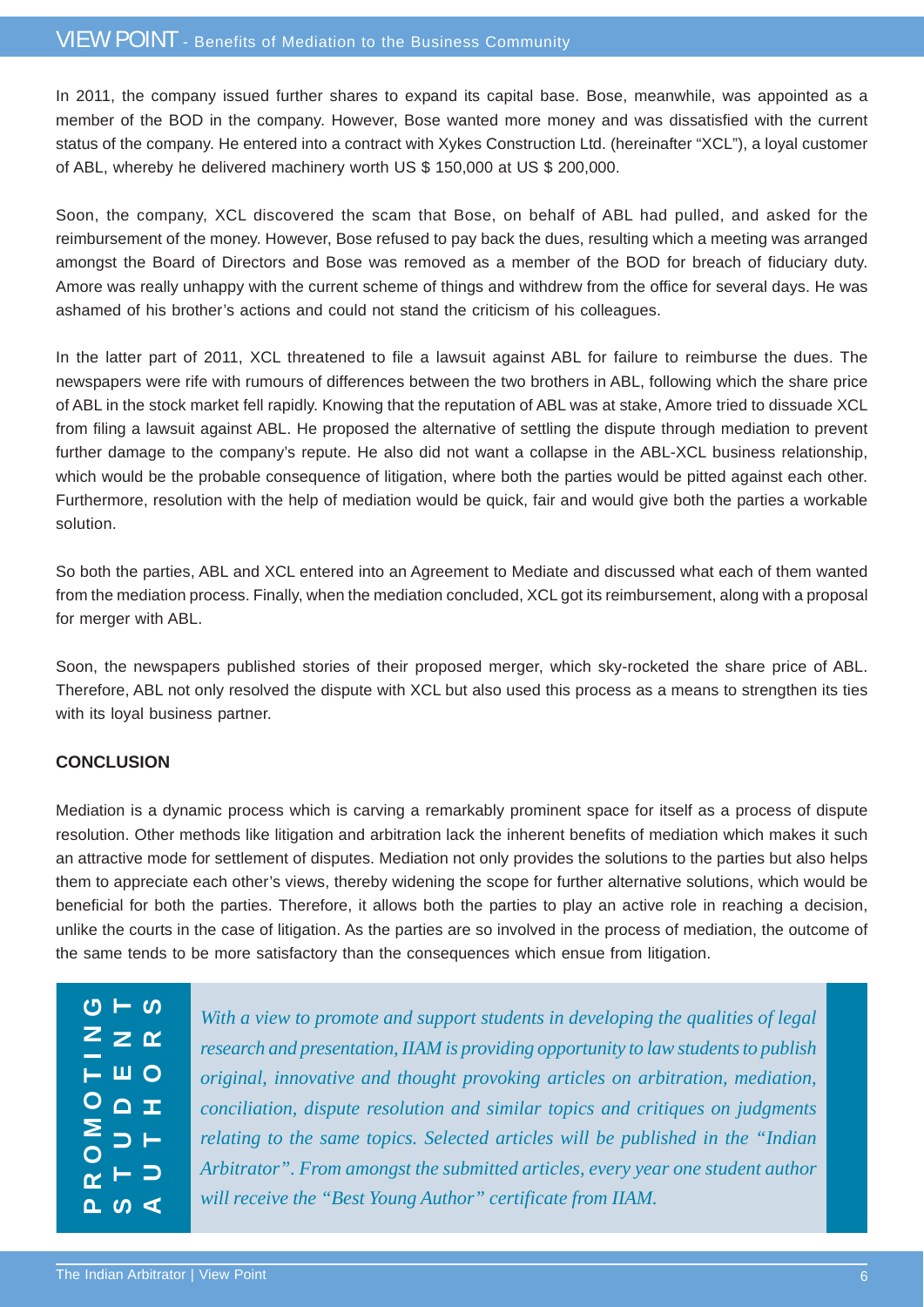In 2011, the company issued further shares to expand its capital base. Bose, meanwhile, was appointed as a member of the BOD in the company. However, Bose wanted more money and was dissatisfied with the current status of the company. He entered into a contract with Xykes Construction Ltd. (hereinafter "XCL"), a loyal customer of ABL, whereby he delivered machinery worth US $ 150,000 at US $ 200,000.

Soon, the company, XCL discovered the scam that Bose, on behalf of ABL had pulled, and asked for the reimbursement of the money. However, Bose refused to pay back the dues, resulting which a meeting was arranged amongst the Board of Directors and Bose was removed as a member of the BOD for breach of fiduciary duty. Amore was really unhappy with the current scheme of things and withdrew from the office for several days. He was ashamed of his brother's actions and could not stand the criticism of his colleagues.

In the latter part of 2011, XCL threatened to file a lawsuit against ABL for failure to reimburse the dues. The newspapers were rife with rumours of differences between the two brothers in ABL, following which the share price of ABL in the stock market fell rapidly. Knowing that the reputation of ABL was at stake, Amore tried to dissuade XCL from filing a lawsuit against ABL. He proposed the alternative of settling the dispute through mediation to prevent further damage to the company's repute. He also did not want a collapse in the ABL-XCL business relationship, which would be the probable consequence of litigation, where both the parties would be pitted against each other. Furthermore, resolution with the help of mediation would be quick, fair and would give both the parties a workable solution.

So both the parties, ABL and XCL entered into an Agreement to Mediate and discussed what each of them wanted from the mediation process. Finally, when the mediation concluded, XCL got its reimbursement, along with a proposal for merger with ABL.

Soon, the newspapers published stories of their proposed merger, which sky-rocketed the share price of ABL. Therefore, ABL not only resolved the dispute with XCL but also used this process as a means to strengthen its ties with its loyal business partner.

**CONCLUSION**

Mediation is a dynamic process which is carving a remarkably prominent space for itself as a process of dispute resolution. Other methods like litigation and arbitration lack the inherent benefits of mediation which makes it such an attractive mode for settlement of disputes. Mediation not only provides the solutions to the parties but also helps them to appreciate each other's views, thereby widening the scope for further alternative solutions, which would be beneficial for both the parties. Therefore, it allows both the parties to play an active role in reaching a decision, unlike the courts in the case of litigation. As the parties are so involved in the process of mediation, the outcome of the same tends to be more satisfactory than the consequences which ensue from litigation.

**PROMOTING STUDENT AUTHORS**

*With a view to promote and support students in developing the qualities of legal research and presentation, IIAM is providing opportunity to law students to publish original, innovative and thought provoking articles on arbitration, mediation, conciliation, dispute resolution and similar topics and critiques on judgments relating to the same topics. Selected articles will be published in the "Indian Arbitrator". From amongst the submitted articles, every year one student author will receive the "Best Young Author" certificate from IIAM.*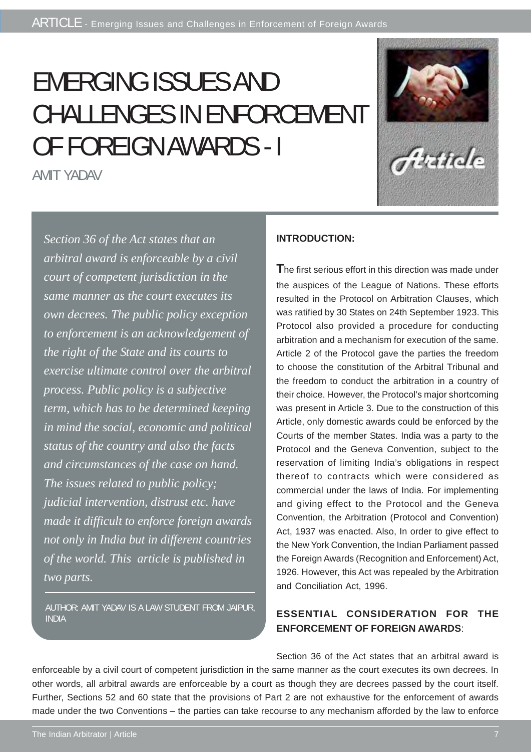# EMERGING ISSUES AND CHALLENGES IN ENFORCEMENT OF FOREIGN AWARDS - I

AMIT YADAV

*Section 36 of the Act states that an arbitral award is enforceable by a civil court of competent jurisdiction in the same manner as the court executes its own decrees. The public policy exception to enforcement is an acknowledgement of the right of the State and its courts to exercise ultimate control over the arbitral process. Public policy is a subjective term, which has to be determined keeping in mind the social, economic and political status of the country and also the facts and circumstances of the case on hand. The issues related to public policy; judicial intervention, distrust etc. have made it difficult to enforce foreign awards not only in India but in different countries of the world. This article is published in two parts.*

AUTHOR: AMIT YADAV IS A LAW STUDENT FROM JAIPUR, INDIA

**INTRODUCTION:**

The first serious effort in this direction was made under the auspices of the League of Nations. These efforts resulted in the Protocol on Arbitration Clauses, which was ratified by 30 States on 24th September 1923. This Protocol also provided a procedure for conducting arbitration and a mechanism for execution of the same. Article 2 of the Protocol gave the parties the freedom to choose the constitution of the Arbitral Tribunal and the freedom to conduct the arbitration in a country of their choice. However, the Protocol's major shortcoming was present in Article 3. Due to the construction of this Article, only domestic awards could be enforced by the Courts of the member States. India was a party to the Protocol and the Geneva Convention, subject to the reservation of limiting India's obligations in respect thereof to contracts which were considered as commercial under the laws of India. For implementing and giving effect to the Protocol and the Geneva Convention, the Arbitration (Protocol and Convention) Act, 1937 was enacted. Also, In order to give effect to the New York Convention, the Indian Parliament passed the Foreign Awards (Recognition and Enforcement) Act, 1926. However, this Act was repealed by the Arbitration and Conciliation Act, 1996.

**ESSENTIAL CONSIDERATION FOR THE ENFORCEMENT OF FOREIGN AWARDS**:

Section 36 of the Act states that an arbitral award is enforceable by a civil court of competent jurisdiction in the same manner as the court executes its own decrees. In other words, all arbitral awards are enforceable by a court as though they are decrees passed by the court itself. Further, Sections 52 and 60 state that the provisions of Part 2 are not exhaustive for the enforcement of awards made under the two Conventions – the parties can take recourse to any mechanism afforded by the law to enforce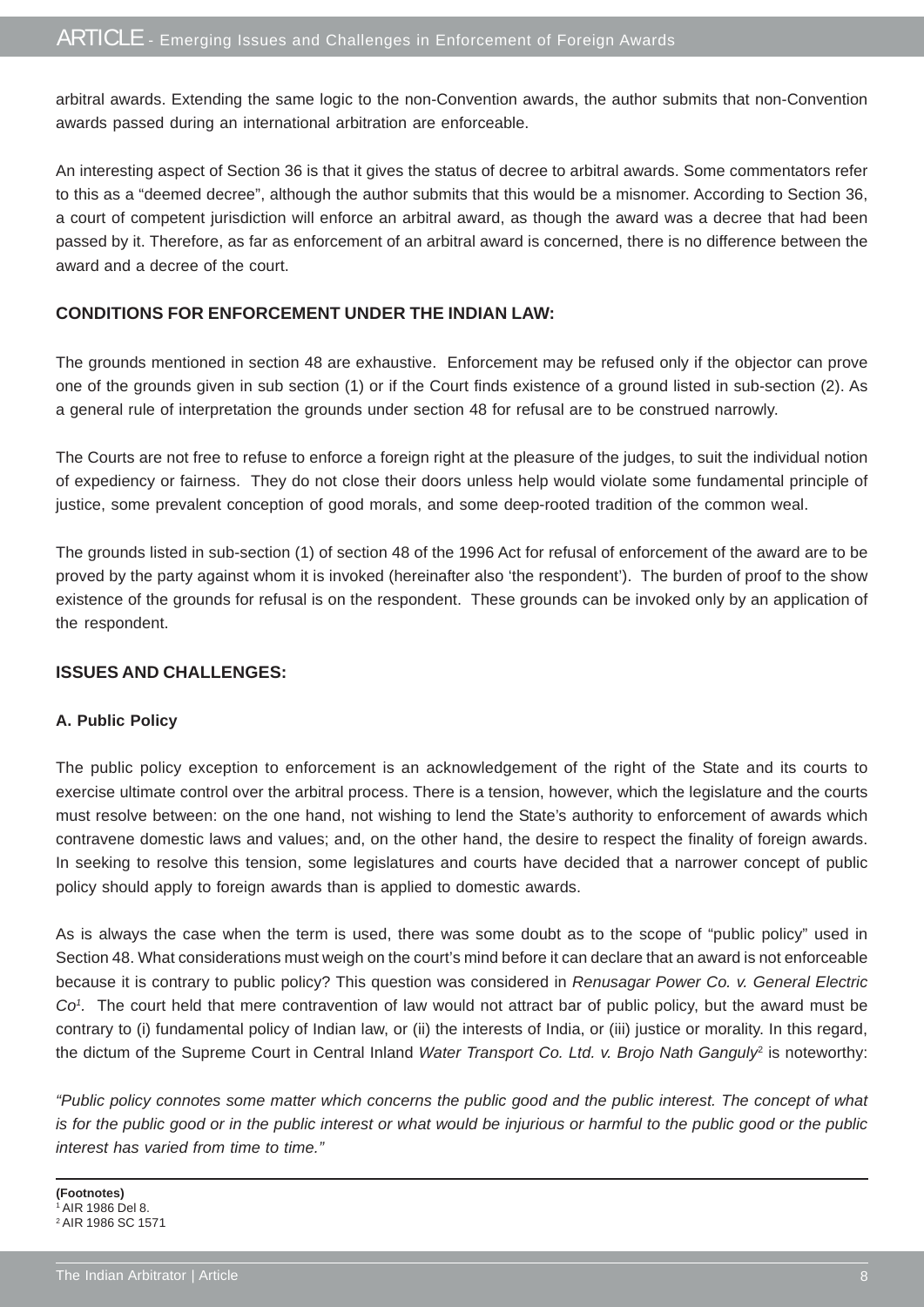arbitral awards. Extending the same logic to the non-Convention awards, the author submits that non-Convention awards passed during an international arbitration are enforceable.

An interesting aspect of Section 36 is that it gives the status of decree to arbitral awards. Some commentators refer to this as a "deemed decree", although the author submits that this would be a misnomer. According to Section 36, a court of competent jurisdiction will enforce an arbitral award, as though the award was a decree that had been passed by it. Therefore, as far as enforcement of an arbitral award is concerned, there is no difference between the award and a decree of the court.

### CONDITIONS FOR ENFORCEMENT UNDER THE INDIAN LAW:

The grounds mentioned in section 48 are exhaustive. Enforcement may be refused only if the objector can prove one of the grounds given in sub section (1) or if the Court finds existence of a ground listed in sub-section (2). As a general rule of interpretation the grounds under section 48 for refusal are to be construed narrowly.

The Courts are not free to refuse to enforce a foreign right at the pleasure of the judges, to suit the individual notion of expediency or fairness. They do not close their doors unless help would violate some fundamental principle of justice, some prevalent conception of good morals, and some deep-rooted tradition of the common weal.

The grounds listed in sub-section (1) of section 48 of the 1996 Act for refusal of enforcement of the award are to be proved by the party against whom it is invoked (hereinafter also 'the respondent'). The burden of proof to the show existence of the grounds for refusal is on the respondent. These grounds can be invoked only by an application of the respondent.

### ISSUES AND CHALLENGES:

#### A. Public Policy

The public policy exception to enforcement is an acknowledgement of the right of the State and its courts to exercise ultimate control over the arbitral process. There is a tension, however, which the legislature and the courts must resolve between: on the one hand, not wishing to lend the State's authority to enforcement of awards which contravene domestic laws and values; and, on the other hand, the desire to respect the finality of foreign awards. In seeking to resolve this tension, some legislatures and courts have decided that a narrower concept of public policy should apply to foreign awards than is applied to domestic awards.

As is always the case when the term is used, there was some doubt as to the scope of "public policy" used in Section 48. What considerations must weigh on the court's mind before it can declare that an award is not enforceable because it is contrary to public policy? This question was considered in *Renusagar Power Co. v. General Electric Co*[1]. The court held that mere contravention of law would not attract bar of public policy, but the award must be contrary to (i) fundamental policy of Indian law, or (ii) the interests of India, or (iii) justice or morality. In this regard, the dictum of the Supreme Court in Central Inland *Water Transport Co. Ltd. v. Brojo Nath Ganguly*[2] is noteworthy:

*"Public policy connotes some matter which concerns the public good and the public interest. The concept of what is for the public good or in the public interest or what would be injurious or harmful to the public good or the public interest has varied from time to time."*

---

**(Footnotes)**

[1] AIR 1986 Del 8.

[2] AIR 1986 SC 1571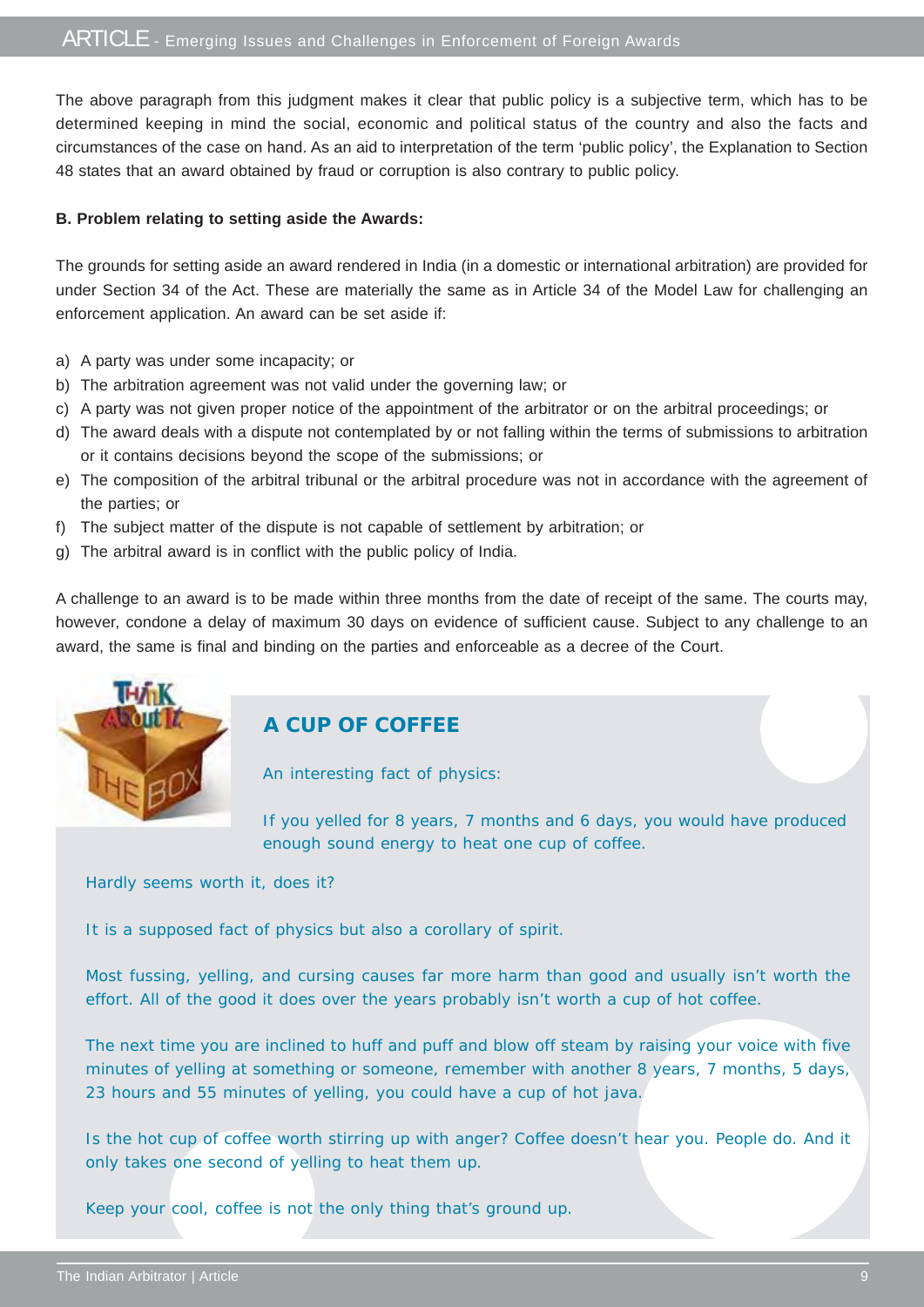The above paragraph from this judgment makes it clear that public policy is a subjective term, which has to be determined keeping in mind the social, economic and political status of the country and also the facts and circumstances of the case on hand. As an aid to interpretation of the term 'public policy', the Explanation to Section 48 states that an award obtained by fraud or corruption is also contrary to public policy.

**B. Problem relating to setting aside the Awards:**

The grounds for setting aside an award rendered in India (in a domestic or international arbitration) are provided for under Section 34 of the Act. These are materially the same as in Article 34 of the Model Law for challenging an enforcement application. An award can be set aside if:

a) A party was under some incapacity; or
b) The arbitration agreement was not valid under the governing law; or
c) A party was not given proper notice of the appointment of the arbitrator or on the arbitral proceedings; or
d) The award deals with a dispute not contemplated by or not falling within the terms of submissions to arbitration or it contains decisions beyond the scope of the submissions; or
e) The composition of the arbitral tribunal or the arbitral procedure was not in accordance with the agreement of the parties; or
f) The subject matter of the dispute is not capable of settlement by arbitration; or
g) The arbitral award is in conflict with the public policy of India.

A challenge to an award is to be made within three months from the date of receipt of the same. The courts may, however, condone a delay of maximum 30 days on evidence of sufficient cause. Subject to any challenge to an award, the same is final and binding on the parties and enforceable as a decree of the Court.

## A CUP OF COFFEE

An interesting fact of physics:

If you yelled for 8 years, 7 months and 6 days, you would have produced enough sound energy to heat one cup of coffee.

Hardly seems worth it, does it?

It is a supposed fact of physics but also a corollary of spirit.

Most fussing, yelling, and cursing causes far more harm than good and usually isn't worth the effort. All of the good it does over the years probably isn't worth a cup of hot coffee.

The next time you are inclined to huff and puff and blow off steam by raising your voice with five minutes of yelling at something or someone, remember with another 8 years, 7 months, 5 days, 23 hours and 55 minutes of yelling, you could have a cup of hot java.

Is the hot cup of coffee worth stirring up with anger? Coffee doesn't hear you. People do. And it only takes one second of yelling to heat them up.

Keep your cool, coffee is not the only thing that's ground up.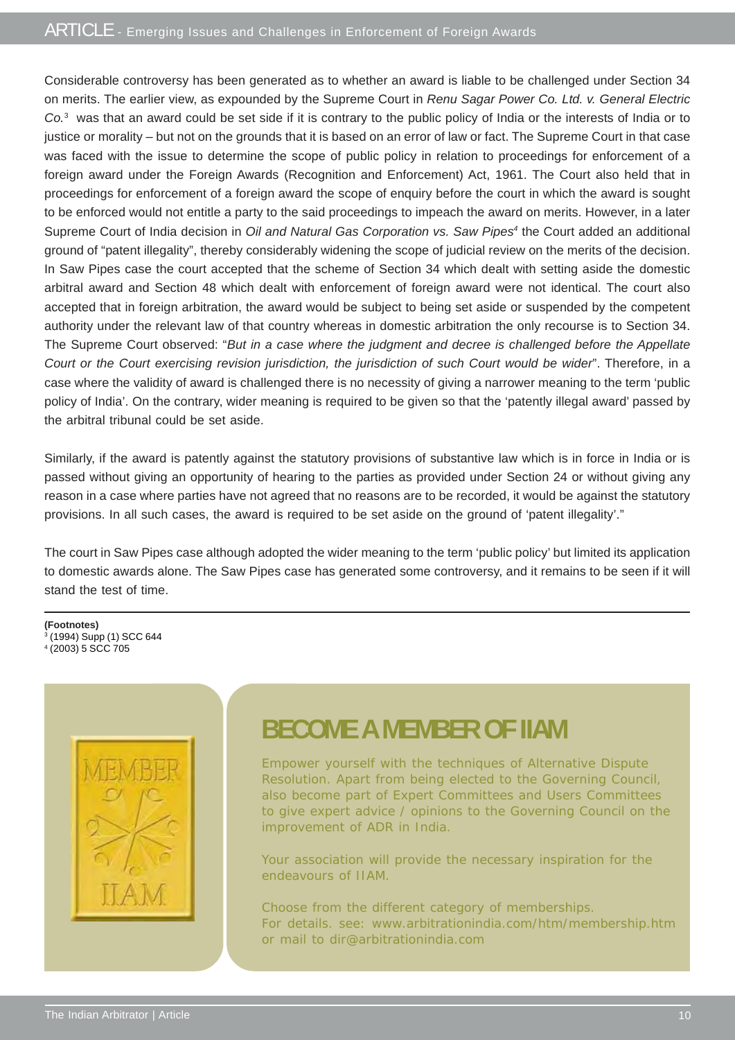Considerable controversy has been generated as to whether an award is liable to be challenged under Section 34 on merits. The earlier view, as expounded by the Supreme Court in *Renu Sagar Power Co. Ltd. v. General Electric Co.*[3] was that an award could be set side if it is contrary to the public policy of India or the interests of India or to justice or morality – but not on the grounds that it is based on an error of law or fact. The Supreme Court in that case was faced with the issue to determine the scope of public policy in relation to proceedings for enforcement of a foreign award under the Foreign Awards (Recognition and Enforcement) Act, 1961. The Court also held that in proceedings for enforcement of a foreign award the scope of enquiry before the court in which the award is sought to be enforced would not entitle a party to the said proceedings to impeach the award on merits. However, in a later Supreme Court of India decision in *Oil and Natural Gas Corporation vs. Saw Pipes*[4] the Court added an additional ground of "patent illegality", thereby considerably widening the scope of judicial review on the merits of the decision. In Saw Pipes case the court accepted that the scheme of Section 34 which dealt with setting aside the domestic arbitral award and Section 48 which dealt with enforcement of foreign award were not identical. The court also accepted that in foreign arbitration, the award would be subject to being set aside or suspended by the competent authority under the relevant law of that country whereas in domestic arbitration the only recourse is to Section 34. The Supreme Court observed: "*But in a case where the judgment and decree is challenged before the Appellate Court or the Court exercising revision jurisdiction, the jurisdiction of such Court would be wider*". Therefore, in a case where the validity of award is challenged there is no necessity of giving a narrower meaning to the term 'public policy of India'. On the contrary, wider meaning is required to be given so that the 'patently illegal award' passed by the arbitral tribunal could be set aside.

Similarly, if the award is patently against the statutory provisions of substantive law which is in force in India or is passed without giving an opportunity of hearing to the parties as provided under Section 24 or without giving any reason in a case where parties have not agreed that no reasons are to be recorded, it would be against the statutory provisions. In all such cases, the award is required to be set aside on the ground of 'patent illegality'."

The court in Saw Pipes case although adopted the wider meaning to the term 'public policy' but limited its application to domestic awards alone. The Saw Pipes case has generated some controversy, and it remains to be seen if it will stand the test of time.

---

**(Footnotes)**

[3] (1994) Supp (1) SCC 644

[4] (2003) 5 SCC 705

## BECOME A MEMBER OF IIAM

Empower yourself with the techniques of Alternative Dispute Resolution. Apart from being elected to the Governing Council, also become part of Expert Committees and Users Committees to give expert advice / opinions to the Governing Council on the improvement of ADR in India.

Your association will provide the necessary inspiration for the endeavours of IIAM.

Choose from the different category of memberships.
For details. see: www.arbitrationindia.com/htm/membership.htm or mail to dir@arbitrationindia.com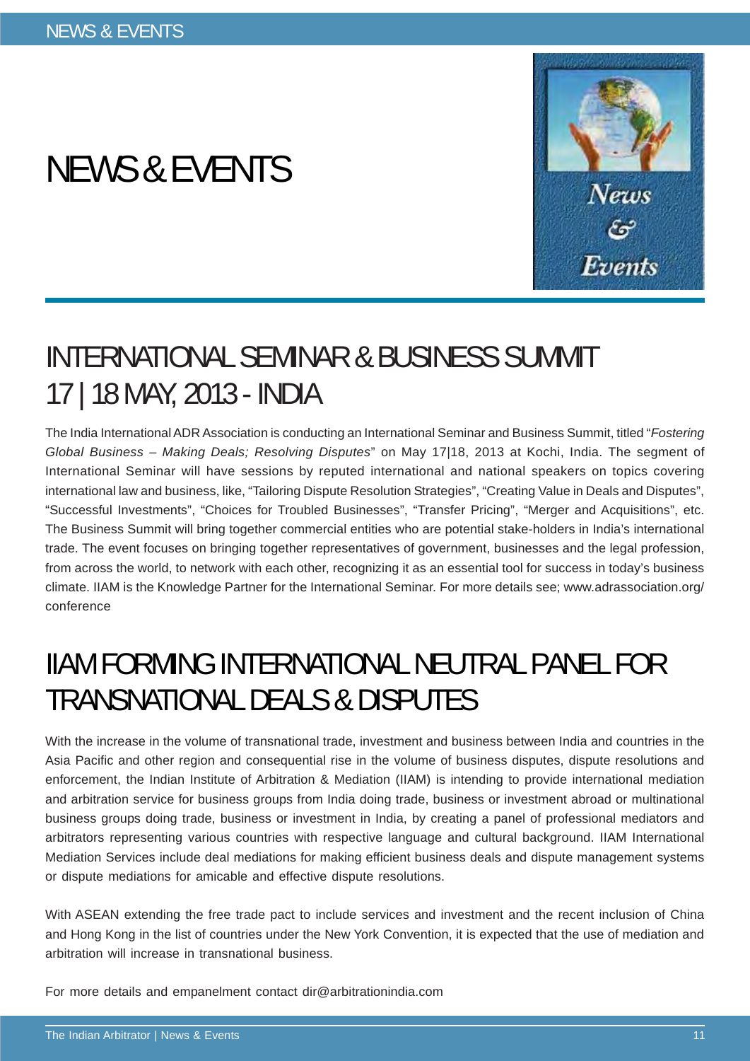# NEWS & EVENTS

## INTERNATIONAL SEMINAR & BUSINESS SUMMIT 17 | 18 MAY, 2013 - INDIA

The India International ADR Association is conducting an International Seminar and Business Summit, titled "*Fostering Global Business – Making Deals; Resolving Disputes*" on May 17|18, 2013 at Kochi, India. The segment of International Seminar will have sessions by reputed international and national speakers on topics covering international law and business, like, "Tailoring Dispute Resolution Strategies", "Creating Value in Deals and Disputes", "Successful Investments", "Choices for Troubled Businesses", "Transfer Pricing", "Merger and Acquisitions", etc. The Business Summit will bring together commercial entities who are potential stake-holders in India's international trade. The event focuses on bringing together representatives of government, businesses and the legal profession, from across the world, to network with each other, recognizing it as an essential tool for success in today's business climate. IIAM is the Knowledge Partner for the International Seminar. For more details see; www.adrassociation.org/conference

## IIAM FORMING INTERNATIONAL NEUTRAL PANEL FOR TRANSNATIONAL DEALS & DISPUTES

With the increase in the volume of transnational trade, investment and business between India and countries in the Asia Pacific and other region and consequential rise in the volume of business disputes, dispute resolutions and enforcement, the Indian Institute of Arbitration & Mediation (IIAM) is intending to provide international mediation and arbitration service for business groups from India doing trade, business or investment abroad or multinational business groups doing trade, business or investment in India, by creating a panel of professional mediators and arbitrators representing various countries with respective language and cultural background. IIAM International Mediation Services include deal mediations for making efficient business deals and dispute management systems or dispute mediations for amicable and effective dispute resolutions.

With ASEAN extending the free trade pact to include services and investment and the recent inclusion of China and Hong Kong in the list of countries under the New York Convention, it is expected that the use of mediation and arbitration will increase in transnational business.

For more details and empanelment contact dir@arbitrationindia.com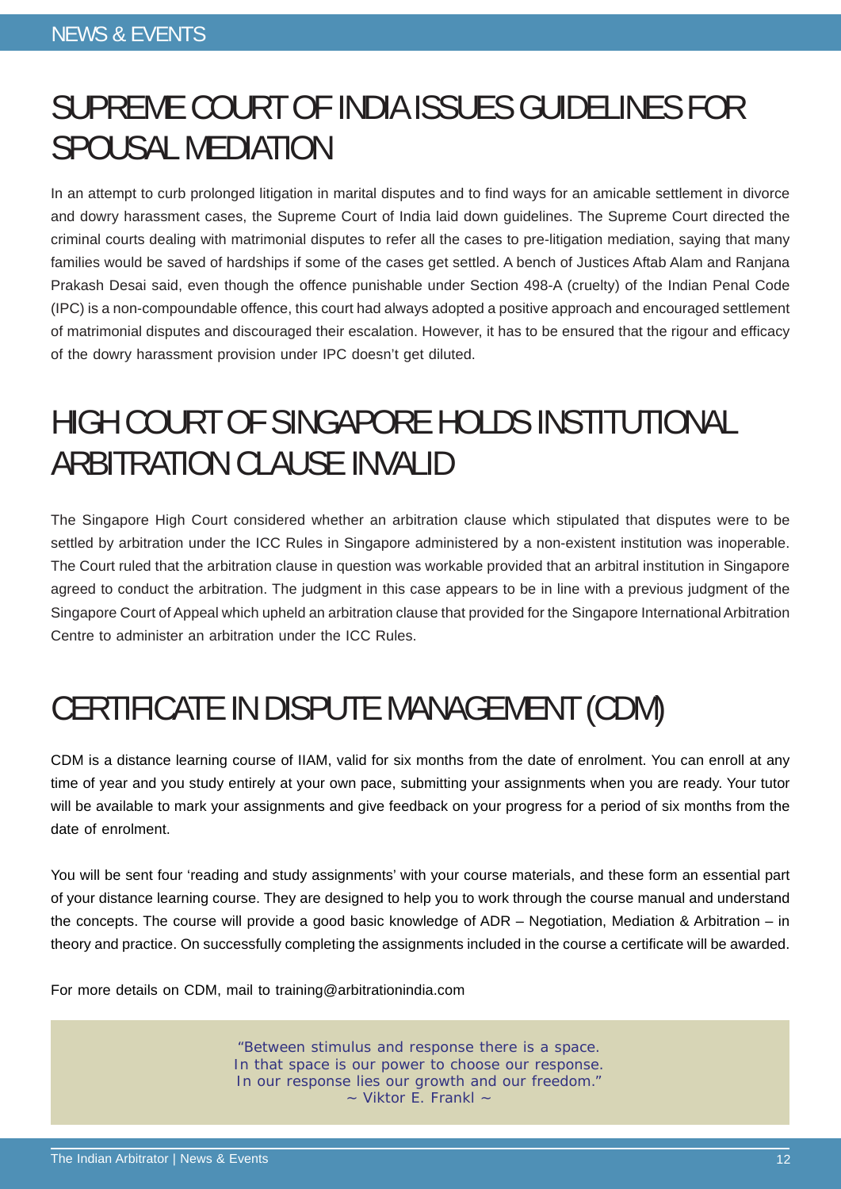# SUPREME COURT OF INDIA ISSUES GUIDELINES FOR SPOUSAL MEDIATION

In an attempt to curb prolonged litigation in marital disputes and to find ways for an amicable settlement in divorce and dowry harassment cases, the Supreme Court of India laid down guidelines. The Supreme Court directed the criminal courts dealing with matrimonial disputes to refer all the cases to pre-litigation mediation, saying that many families would be saved of hardships if some of the cases get settled. A bench of Justices Aftab Alam and Ranjana Prakash Desai said, even though the offence punishable under Section 498-A (cruelty) of the Indian Penal Code (IPC) is a non-compoundable offence, this court had always adopted a positive approach and encouraged settlement of matrimonial disputes and discouraged their escalation. However, it has to be ensured that the rigour and efficacy of the dowry harassment provision under IPC doesn't get diluted.

# HIGH COURT OF SINGAPORE HOLDS INSTITUTIONAL ARBITRATION CLAUSE INVALID

The Singapore High Court considered whether an arbitration clause which stipulated that disputes were to be settled by arbitration under the ICC Rules in Singapore administered by a non-existent institution was inoperable. The Court ruled that the arbitration clause in question was workable provided that an arbitral institution in Singapore agreed to conduct the arbitration. The judgment in this case appears to be in line with a previous judgment of the Singapore Court of Appeal which upheld an arbitration clause that provided for the Singapore International Arbitration Centre to administer an arbitration under the ICC Rules.

# CERTIFICATE IN DISPUTE MANAGEMENT (CDM)

CDM is a distance learning course of IIAM, valid for six months from the date of enrolment. You can enroll at any time of year and you study entirely at your own pace, submitting your assignments when you are ready. Your tutor will be available to mark your assignments and give feedback on your progress for a period of six months from the date of enrolment.

You will be sent four 'reading and study assignments' with your course materials, and these form an essential part of your distance learning course. They are designed to help you to work through the course manual and understand the concepts. The course will provide a good basic knowledge of ADR – Negotiation, Mediation & Arbitration – in theory and practice. On successfully completing the assignments included in the course a certificate will be awarded.

For more details on CDM, mail to training@arbitrationindia.com

> "Between stimulus and response there is a space.
> In that space is our power to choose our response.
> In our response lies our growth and our freedom."
> ~ Viktor E. Frankl ~